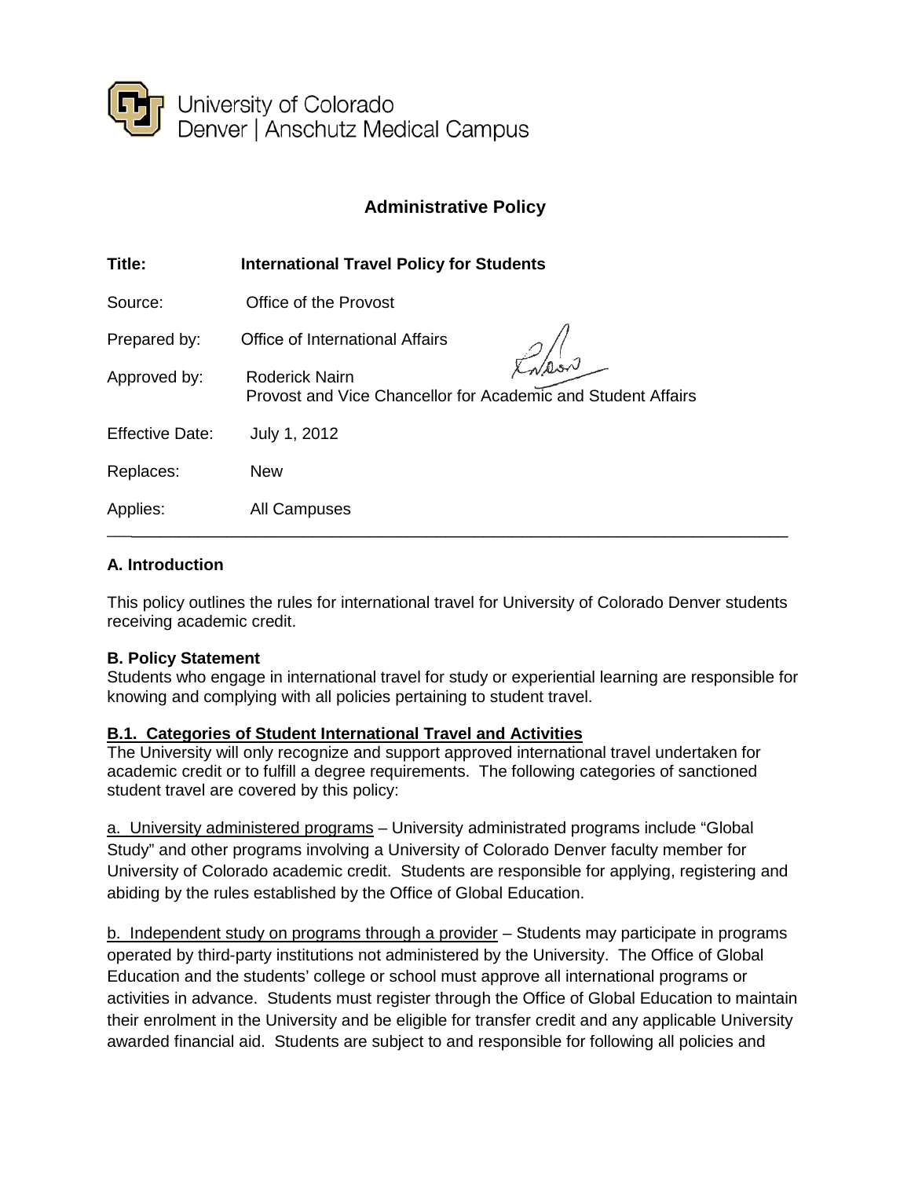University of Colorado
Denver | Anschutz Medical Campus

## Administrative Policy

| | |
|---|---|
| **Title:** | **International Travel Policy for Students** |
| Source: | Office of the Provost |
| Prepared by: | Office of International Affairs |
| Approved by: | Roderick Nairn<br>Provost and Vice Chancellor for Academic and Student Affairs |
| Effective Date: | July 1, 2012 |
| Replaces: | New |
| Applies: | All Campuses |

---

### A. Introduction

This policy outlines the rules for international travel for University of Colorado Denver students receiving academic credit.

### B. Policy Statement

Students who engage in international travel for study or experiential learning are responsible for knowing and complying with all policies pertaining to student travel.

#### B.1. Categories of Student International Travel and Activities

The University will only recognize and support approved international travel undertaken for academic credit or to fulfill a degree requirements. The following categories of sanctioned student travel are covered by this policy:

a. University administered programs – University administrated programs include "Global Study" and other programs involving a University of Colorado Denver faculty member for University of Colorado academic credit. Students are responsible for applying, registering and abiding by the rules established by the Office of Global Education.

b. Independent study on programs through a provider – Students may participate in programs operated by third-party institutions not administered by the University. The Office of Global Education and the students' college or school must approve all international programs or activities in advance. Students must register through the Office of Global Education to maintain their enrolment in the University and be eligible for transfer credit and any applicable University awarded financial aid. Students are subject to and responsible for following all policies and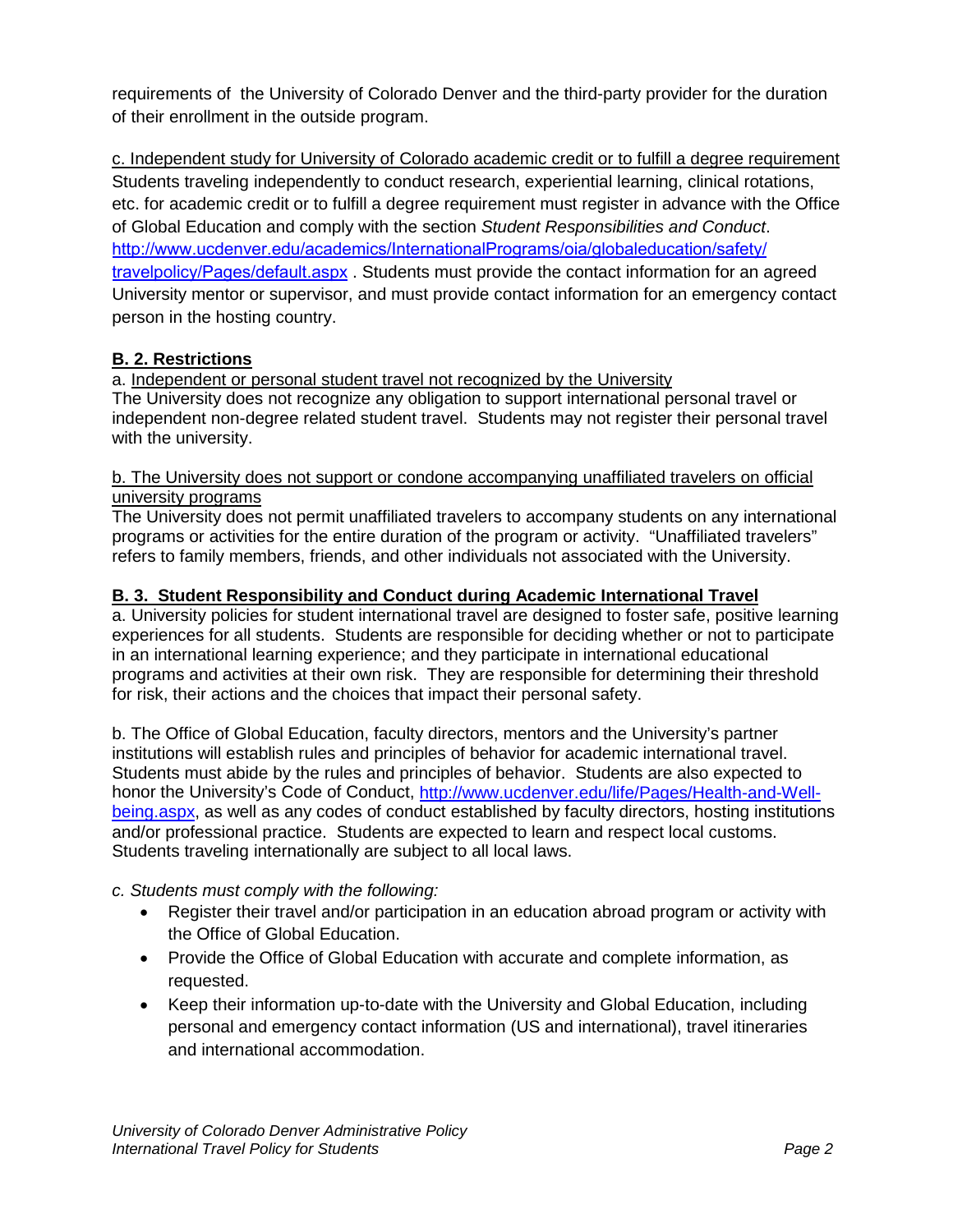requirements of the University of Colorado Denver and the third-party provider for the duration of their enrollment in the outside program.

c. Independent study for University of Colorado academic credit or to fulfill a degree requirement

Students traveling independently to conduct research, experiential learning, clinical rotations, etc. for academic credit or to fulfill a degree requirement must register in advance with the Office of Global Education and comply with the section *Student Responsibilities and Conduct*. http://www.ucdenver.edu/academics/InternationalPrograms/oia/globaleducation/safety/travelpolicy/Pages/default.aspx . Students must provide the contact information for an agreed University mentor or supervisor, and must provide contact information for an emergency contact person in the hosting country.

**B. 2. Restrictions**

a. Independent or personal student travel not recognized by the University

The University does not recognize any obligation to support international personal travel or independent non-degree related student travel. Students may not register their personal travel with the university.

b. The University does not support or condone accompanying unaffiliated travelers on official university programs

The University does not permit unaffiliated travelers to accompany students on any international programs or activities for the entire duration of the program or activity. "Unaffiliated travelers" refers to family members, friends, and other individuals not associated with the University.

**B. 3. Student Responsibility and Conduct during Academic International Travel**

a. University policies for student international travel are designed to foster safe, positive learning experiences for all students. Students are responsible for deciding whether or not to participate in an international learning experience; and they participate in international educational programs and activities at their own risk. They are responsible for determining their threshold for risk, their actions and the choices that impact their personal safety.

b. The Office of Global Education, faculty directors, mentors and the University's partner institutions will establish rules and principles of behavior for academic international travel. Students must abide by the rules and principles of behavior. Students are also expected to honor the University's Code of Conduct, http://www.ucdenver.edu/life/Pages/Health-and-Well-being.aspx, as well as any codes of conduct established by faculty directors, hosting institutions and/or professional practice. Students are expected to learn and respect local customs. Students traveling internationally are subject to all local laws.

*c. Students must comply with the following:*

- Register their travel and/or participation in an education abroad program or activity with the Office of Global Education.
- Provide the Office of Global Education with accurate and complete information, as requested.
- Keep their information up-to-date with the University and Global Education, including personal and emergency contact information (US and international), travel itineraries and international accommodation.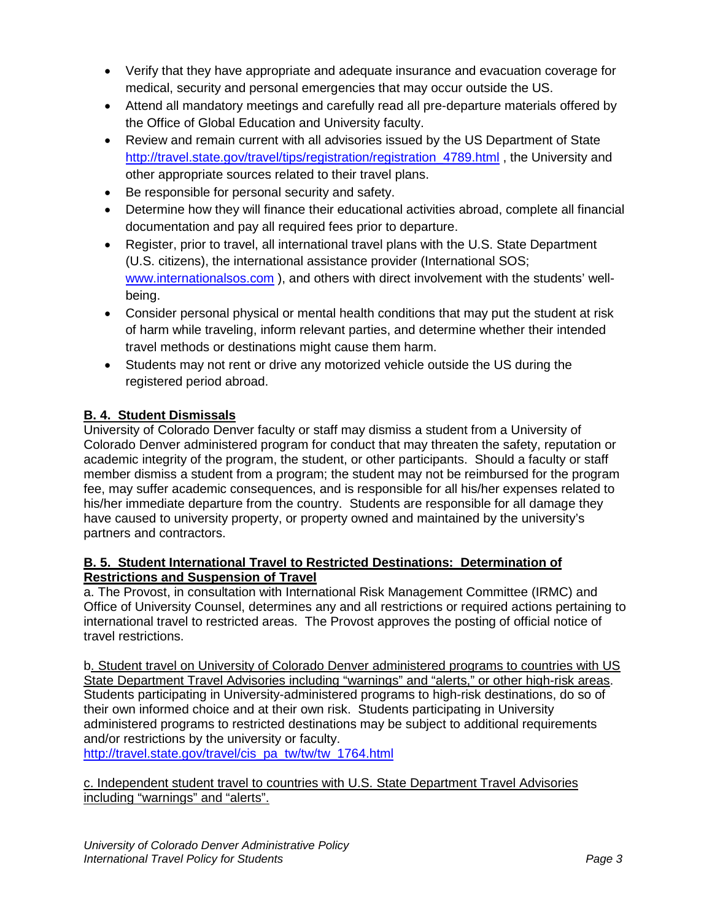- Verify that they have appropriate and adequate insurance and evacuation coverage for medical, security and personal emergencies that may occur outside the US.
- Attend all mandatory meetings and carefully read all pre-departure materials offered by the Office of Global Education and University faculty.
- Review and remain current with all advisories issued by the US Department of State http://travel.state.gov/travel/tips/registration/registration_4789.html , the University and other appropriate sources related to their travel plans.
- Be responsible for personal security and safety.
- Determine how they will finance their educational activities abroad, complete all financial documentation and pay all required fees prior to departure.
- Register, prior to travel, all international travel plans with the U.S. State Department (U.S. citizens), the international assistance provider (International SOS; www.internationalsos.com ), and others with direct involvement with the students' well-being.
- Consider personal physical or mental health conditions that may put the student at risk of harm while traveling, inform relevant parties, and determine whether their intended travel methods or destinations might cause them harm.
- Students may not rent or drive any motorized vehicle outside the US during the registered period abroad.

### B. 4. Student Dismissals

University of Colorado Denver faculty or staff may dismiss a student from a University of Colorado Denver administered program for conduct that may threaten the safety, reputation or academic integrity of the program, the student, or other participants. Should a faculty or staff member dismiss a student from a program; the student may not be reimbursed for the program fee, may suffer academic consequences, and is responsible for all his/her expenses related to his/her immediate departure from the country. Students are responsible for all damage they have caused to university property, or property owned and maintained by the university's partners and contractors.

### B. 5. Student International Travel to Restricted Destinations: Determination of Restrictions and Suspension of Travel

a. The Provost, in consultation with International Risk Management Committee (IRMC) and Office of University Counsel, determines any and all restrictions or required actions pertaining to international travel to restricted areas. The Provost approves the posting of official notice of travel restrictions.

b. Student travel on University of Colorado Denver administered programs to countries with US State Department Travel Advisories including "warnings" and "alerts," or other high-risk areas. Students participating in University-administered programs to high-risk destinations, do so of their own informed choice and at their own risk. Students participating in University administered programs to restricted destinations may be subject to additional requirements and/or restrictions by the university or faculty.
http://travel.state.gov/travel/cis_pa_tw/tw/tw_1764.html

c. Independent student travel to countries with U.S. State Department Travel Advisories including "warnings" and "alerts".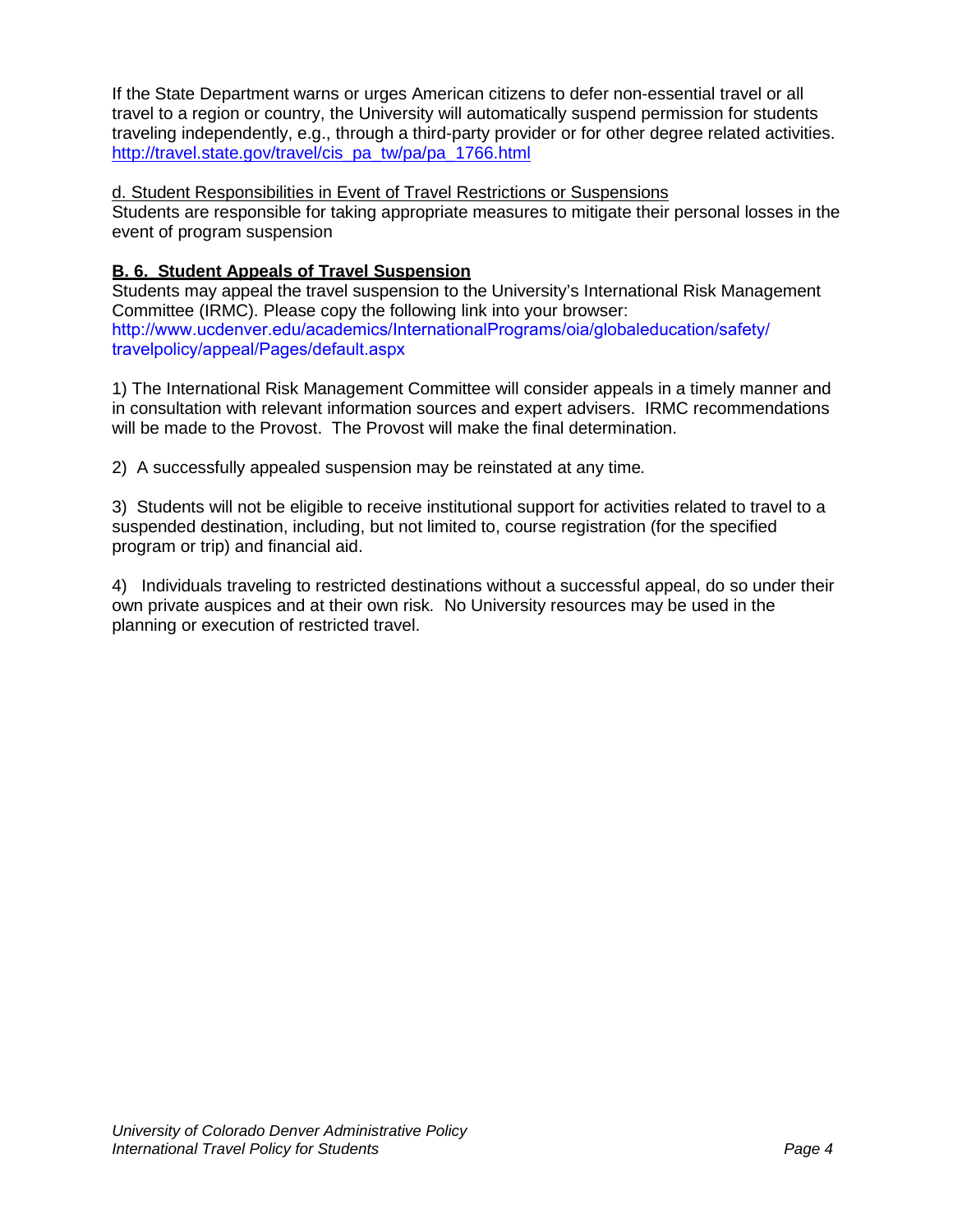If the State Department warns or urges American citizens to defer non-essential travel or all travel to a region or country, the University will automatically suspend permission for students traveling independently, e.g., through a third-party provider or for other degree related activities. http://travel.state.gov/travel/cis_pa_tw/pa/pa_1766.html

d. Student Responsibilities in Event of Travel Restrictions or Suspensions

Students are responsible for taking appropriate measures to mitigate their personal losses in the event of program suspension

**B. 6. Student Appeals of Travel Suspension**

Students may appeal the travel suspension to the University's International Risk Management Committee (IRMC). Please copy the following link into your browser:
http://www.ucdenver.edu/academics/InternationalPrograms/oia/globaleducation/safety/travelpolicy/appeal/Pages/default.aspx

1) The International Risk Management Committee will consider appeals in a timely manner and in consultation with relevant information sources and expert advisers. IRMC recommendations will be made to the Provost. The Provost will make the final determination.

2) A successfully appealed suspension may be reinstated at any time.

3) Students will not be eligible to receive institutional support for activities related to travel to a suspended destination, including, but not limited to, course registration (for the specified program or trip) and financial aid.

4) Individuals traveling to restricted destinations without a successful appeal, do so under their own private auspices and at their own risk. No University resources may be used in the planning or execution of restricted travel.